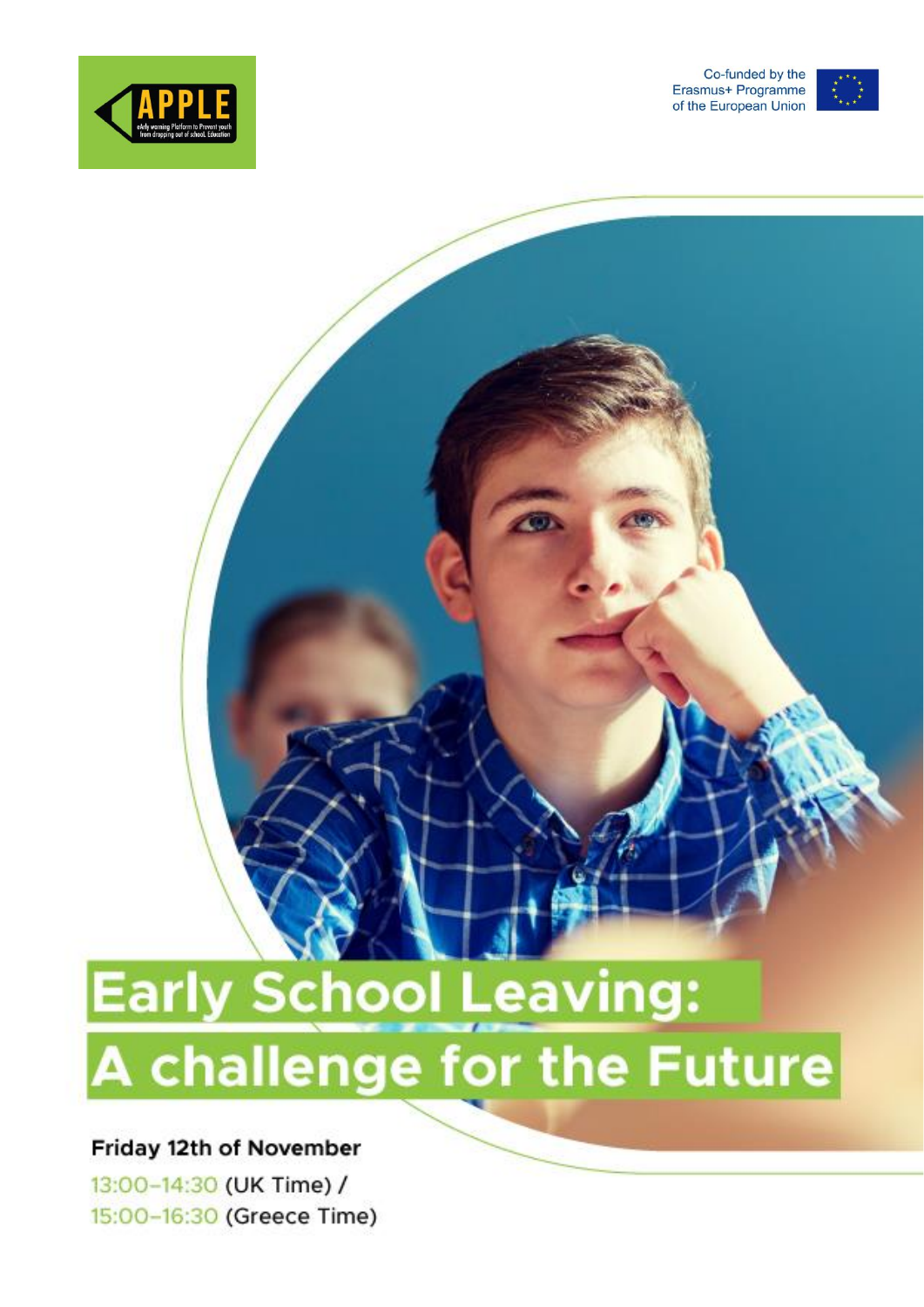APPLE
eArly warning Platform to Prevent youth from dropping out of schooL Education

Co-funded by the Erasmus+ Programme of the European Union

# Early School Leaving: A challenge for the Future

**Friday 12th of November**

13:00–14:30 (UK Time) /
15:00–16:30 (Greece Time)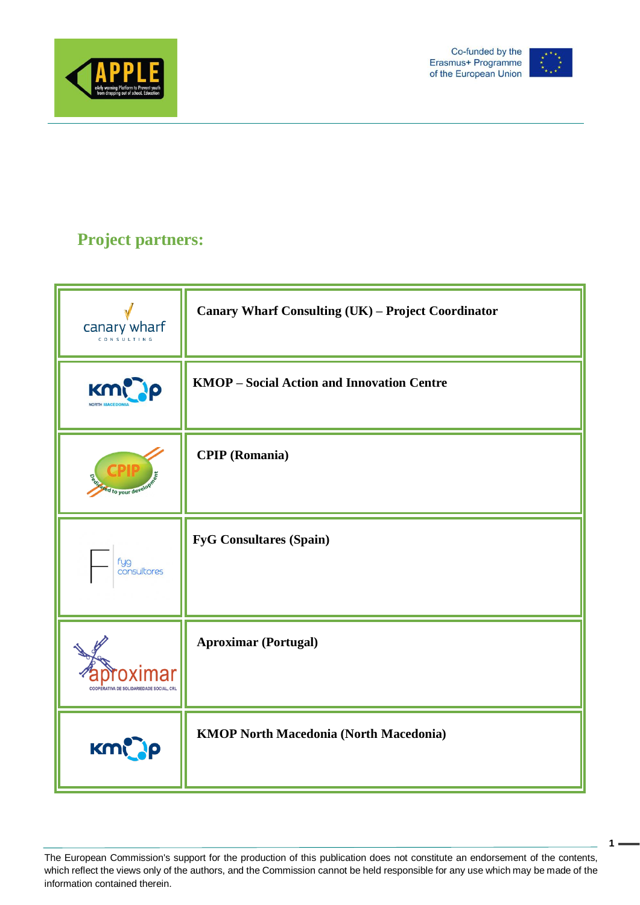## Project partners:

| | |
|---|---|
| canary wharf CONSULTING | **Canary Wharf Consulting (UK) – Project Coordinator** |
| kmop NORTH MACEDONIA | **KMOP – Social Action and Innovation Centre** |
| CPIP Dedicated to your development | **CPIP (Romania)** |
| fyg consultores | **FyG Consultares (Spain)** |
| aproximar COOPERATIVA DE SOLIDARIEDADE SOCIAL, CRL | **Aproximar (Portugal)** |
| kmop | **KMOP North Macedonia (North Macedonia)** |

The European Commission's support for the production of this publication does not constitute an endorsement of the contents, which reflect the views only of the authors, and the Commission cannot be held responsible for any use which may be made of the information contained therein.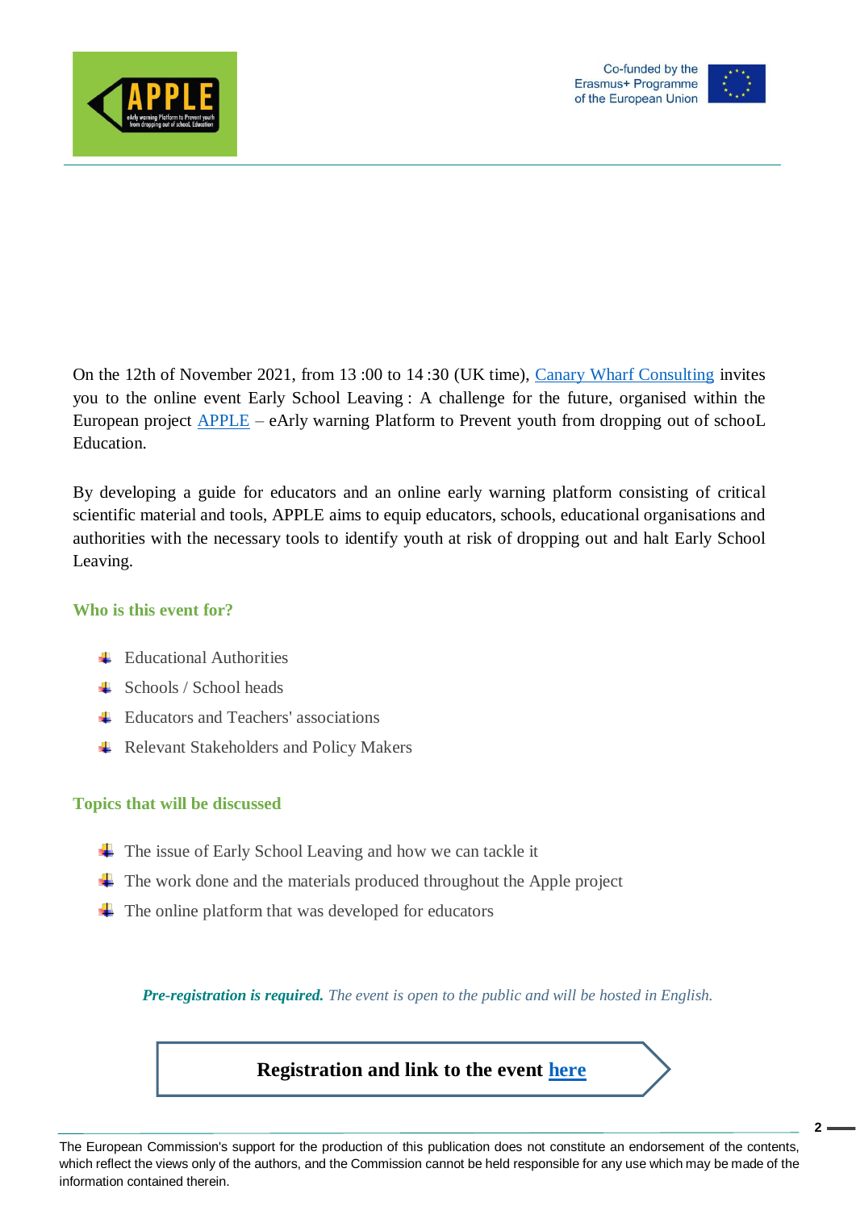On the 12th of November 2021, from 13 :00 to 14 :30 (UK time), Canary Wharf Consulting invites you to the online event Early School Leaving : A challenge for the future, organised within the European project APPLE – eArly warning Platform to Prevent youth from dropping out of schooL Education.

By developing a guide for educators and an online early warning platform consisting of critical scientific material and tools, APPLE aims to equip educators, schools, educational organisations and authorities with the necessary tools to identify youth at risk of dropping out and halt Early School Leaving.

### Who is this event for?

- Educational Authorities
- Schools / School heads
- Educators and Teachers' associations
- Relevant Stakeholders and Policy Makers

### Topics that will be discussed

- The issue of Early School Leaving and how we can tackle it
- The work done and the materials produced throughout the Apple project
- The online platform that was developed for educators

***Pre-registration is required.*** *The event is open to the public and will be hosted in English.*

**Registration and link to the event here**

The European Commission's support for the production of this publication does not constitute an endorsement of the contents, which reflect the views only of the authors, and the Commission cannot be held responsible for any use which may be made of the information contained therein.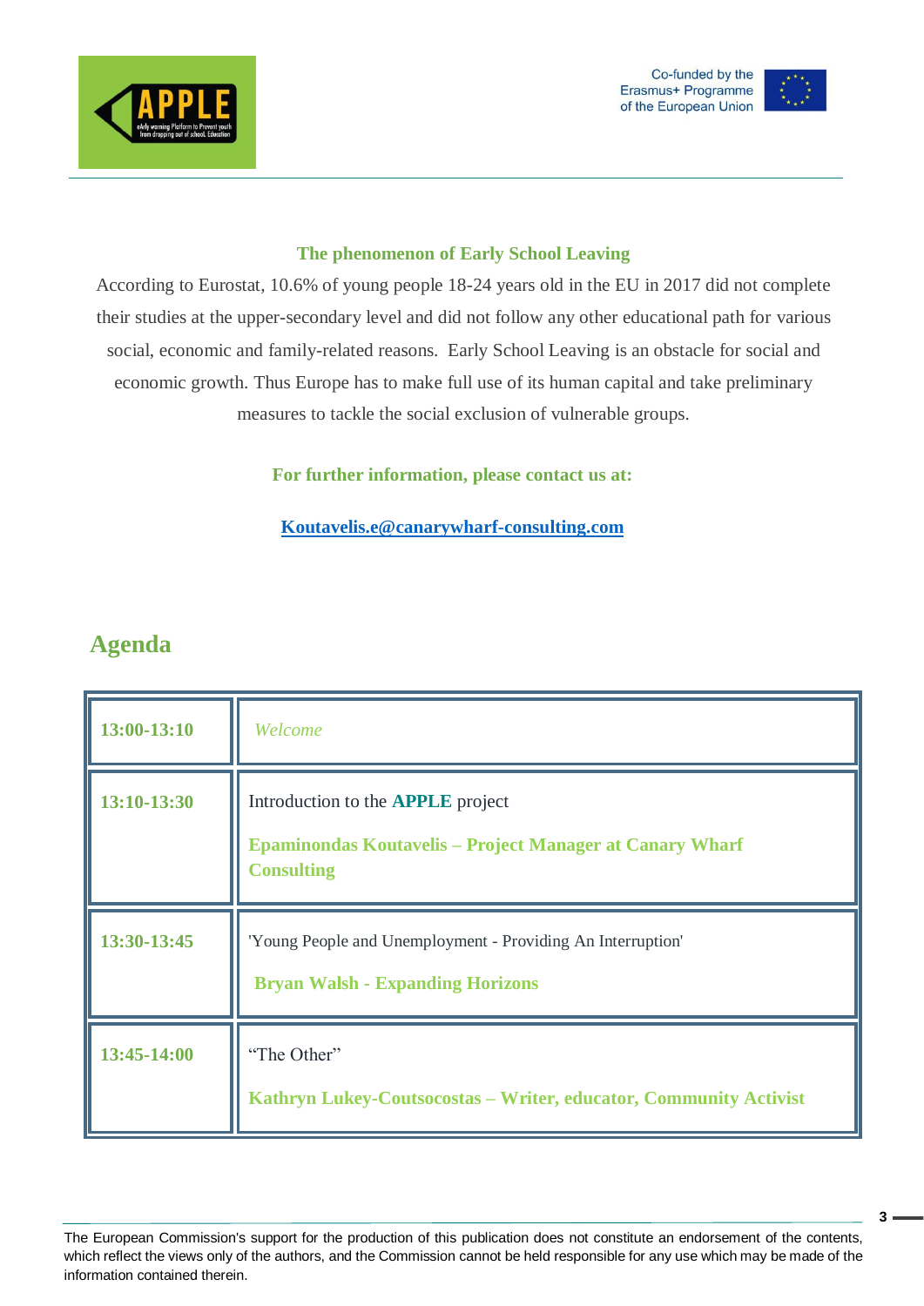### The phenomenon of Early School Leaving

According to Eurostat, 10.6% of young people 18-24 years old in the EU in 2017 did not complete their studies at the upper-secondary level and did not follow any other educational path for various social, economic and family-related reasons. Early School Leaving is an obstacle for social and economic growth. Thus Europe has to make full use of its human capital and take preliminary measures to tackle the social exclusion of vulnerable groups.

**For further information, please contact us at:**

**Koutavelis.e@canarywharf-consulting.com**

## Agenda

| | |
|---|---|
| **13:00-13:10** | *Welcome* |
| **13:10-13:30** | Introduction to the **APPLE** project<br><br>**Epaminondas Koutavelis – Project Manager at Canary Wharf Consulting** |
| **13:30-13:45** | 'Young People and Unemployment - Providing An Interruption'<br><br>**Bryan Walsh - Expanding Horizons** |
| **13:45-14:00** | "The Other"<br><br>**Kathryn Lukey-Coutsocostas – Writer, educator, Community Activist** |

The European Commission's support for the production of this publication does not constitute an endorsement of the contents, which reflect the views only of the authors, and the Commission cannot be held responsible for any use which may be made of the information contained therein.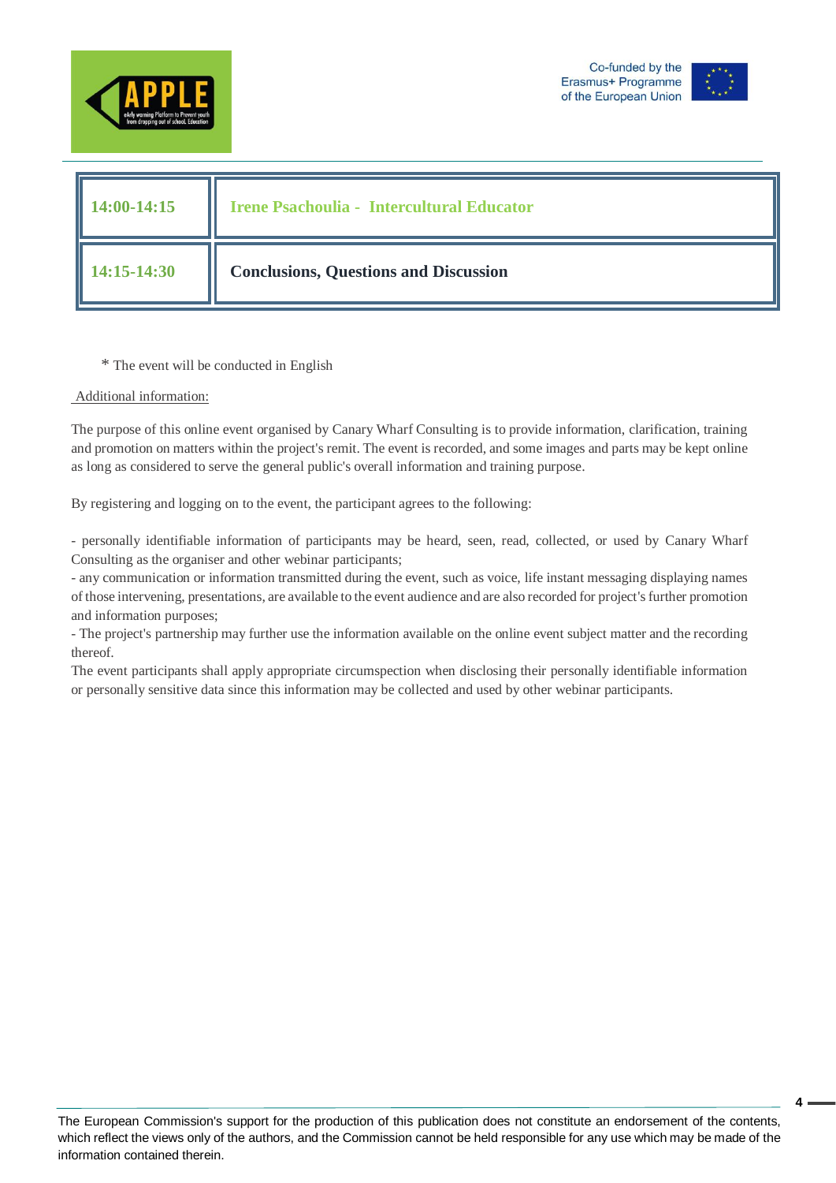| | |
|---|---|
| **14:00-14:15** | **Irene Psachoulia - Intercultural Educator** |
| **14:15-14:30** | **Conclusions, Questions and Discussion** |

\* The event will be conducted in English

Additional information:

The purpose of this online event organised by Canary Wharf Consulting is to provide information, clarification, training and promotion on matters within the project's remit. The event is recorded, and some images and parts may be kept online as long as considered to serve the general public's overall information and training purpose.

By registering and logging on to the event, the participant agrees to the following:

- personally identifiable information of participants may be heard, seen, read, collected, or used by Canary Wharf Consulting as the organiser and other webinar participants;
- any communication or information transmitted during the event, such as voice, life instant messaging displaying names of those intervening, presentations, are available to the event audience and are also recorded for project's further promotion and information purposes;
- The project's partnership may further use the information available on the online event subject matter and the recording thereof.

The event participants shall apply appropriate circumspection when disclosing their personally identifiable information or personally sensitive data since this information may be collected and used by other webinar participants.